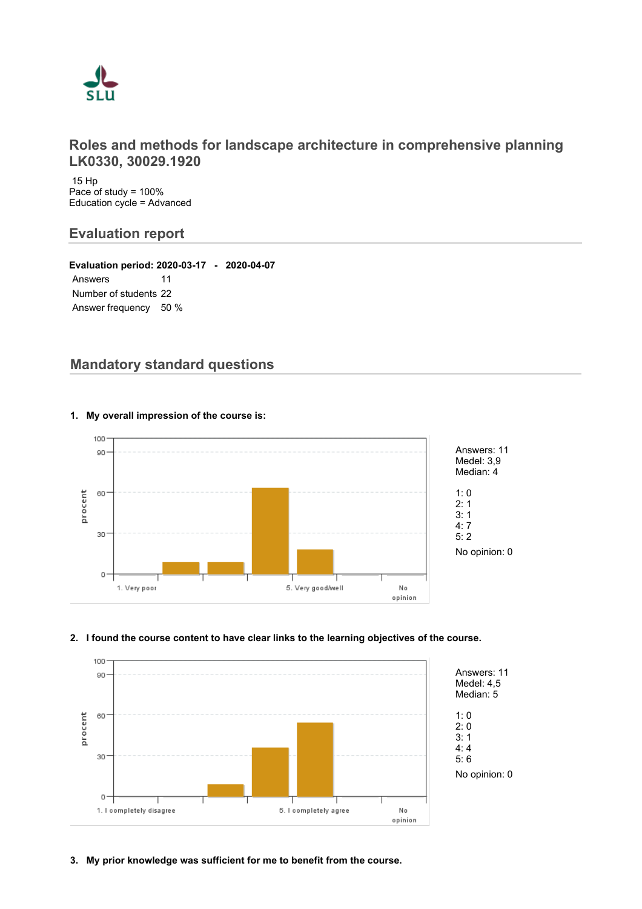# Roles and methods for landscape architecture in comprehensive planning LK0330, 30029.1920

15 Hp
Pace of study = 100%
Education cycle = Advanced

## Evaluation report

**Evaluation period: 2020-03-17 - 2020-04-07**

| | |
|---|---|
| Answers | 11 |
| Number of students | 22 |
| Answer frequency | 50 % |

## Mandatory standard questions

**1. My overall impression of the course is:**

Answers: 11
Medel: 3,9
Median: 4

1: 0
2: 1
3: 1
4: 7
5: 2

No opinion: 0

**2. I found the course content to have clear links to the learning objectives of the course.**

Answers: 11
Medel: 4,5
Median: 5

1: 0
2: 0
3: 1
4: 4
5: 6

No opinion: 0

**3. My prior knowledge was sufficient for me to benefit from the course.**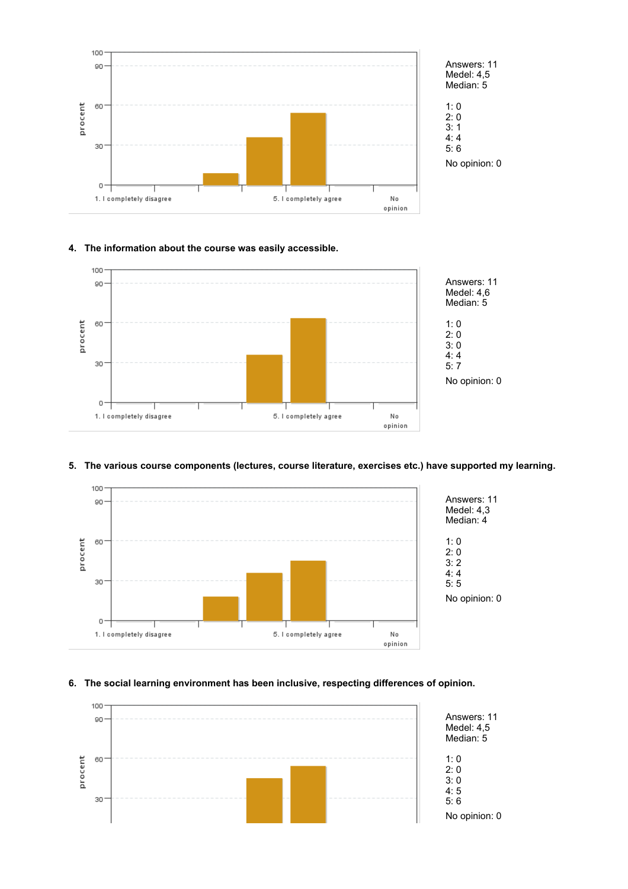Answers: 11
Medel: 4,5
Median: 5

1: 0
2: 0
3: 1
4: 4
5: 6

No opinion: 0

**4. The information about the course was easily accessible.**

Answers: 11
Medel: 4,6
Median: 5

1: 0
2: 0
3: 0
4: 4
5: 7

No opinion: 0

**5. The various course components (lectures, course literature, exercises etc.) have supported my learning.**

Answers: 11
Medel: 4,3
Median: 4

1: 0
2: 0
3: 2
4: 4
5: 5

No opinion: 0

**6. The social learning environment has been inclusive, respecting differences of opinion.**

Answers: 11
Medel: 4,5
Median: 5

1: 0
2: 0
3: 0
4: 5
5: 6

No opinion: 0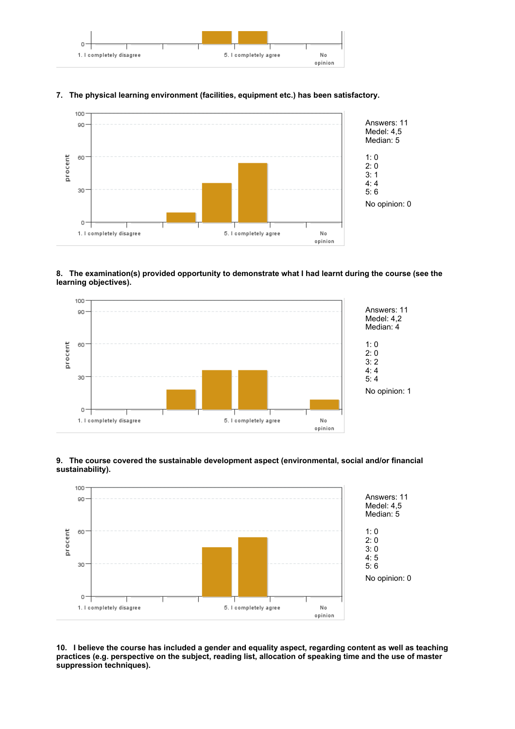**7. The physical learning environment (facilities, equipment etc.) has been satisfactory.**

Answers: 11
Medel: 4,5
Median: 5

1: 0
2: 0
3: 1
4: 4
5: 6

No opinion: 0

**8. The examination(s) provided opportunity to demonstrate what I had learnt during the course (see the learning objectives).**

Answers: 11
Medel: 4,2
Median: 4

1: 0
2: 0
3: 2
4: 4
5: 4

No opinion: 1

**9. The course covered the sustainable development aspect (environmental, social and/or financial sustainability).**

Answers: 11
Medel: 4,5
Median: 5

1: 0
2: 0
3: 0
4: 5
5: 6

No opinion: 0

**10. I believe the course has included a gender and equality aspect, regarding content as well as teaching practices (e.g. perspective on the subject, reading list, allocation of speaking time and the use of master suppression techniques).**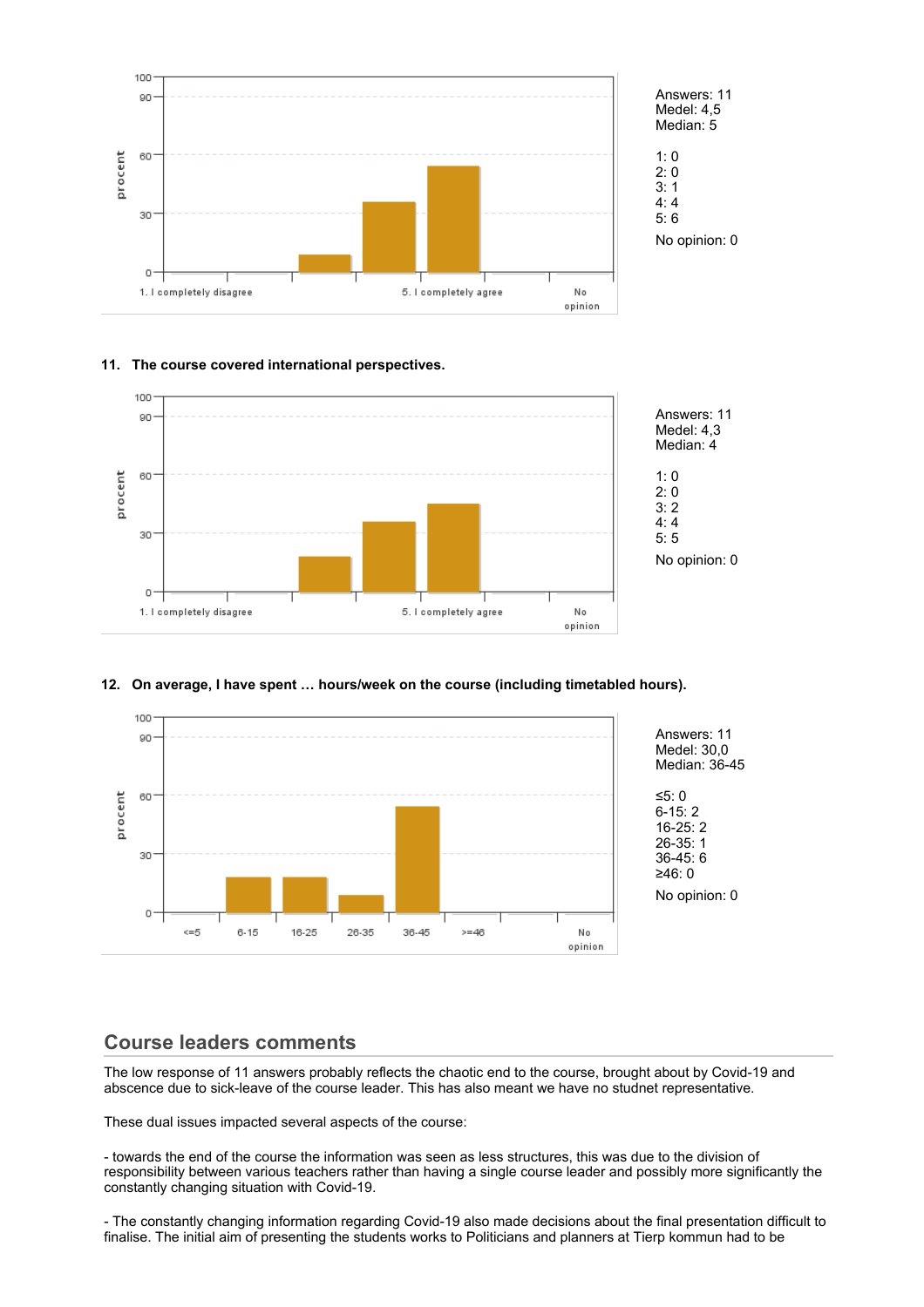Answers: 11
Medel: 4,5
Median: 5

1: 0
2: 0
3: 1
4: 4
5: 6

No opinion: 0

**11. The course covered international perspectives.**

Answers: 11
Medel: 4,3
Median: 4

1: 0
2: 0
3: 2
4: 4
5: 5

No opinion: 0

**12. On average, I have spent … hours/week on the course (including timetabled hours).**

Answers: 11
Medel: 30,0
Median: 36-45

≤5: 0
6-15: 2
16-25: 2
26-35: 1
36-45: 6
≥46: 0

No opinion: 0

## Course leaders comments

The low response of 11 answers probably reflects the chaotic end to the course, brought about by Covid-19 and abscence due to sick-leave of the course leader. This has also meant we have no studnet representative.

These dual issues impacted several aspects of the course:

- towards the end of the course the information was seen as less structures, this was due to the division of responsibility between various teachers rather than having a single course leader and possibly more significantly the constantly changing situation with Covid-19.

- The constantly changing information regarding Covid-19 also made decisions about the final presentation difficult to finalise. The initial aim of presenting the students works to Politicians and planners at Tierp kommun had to be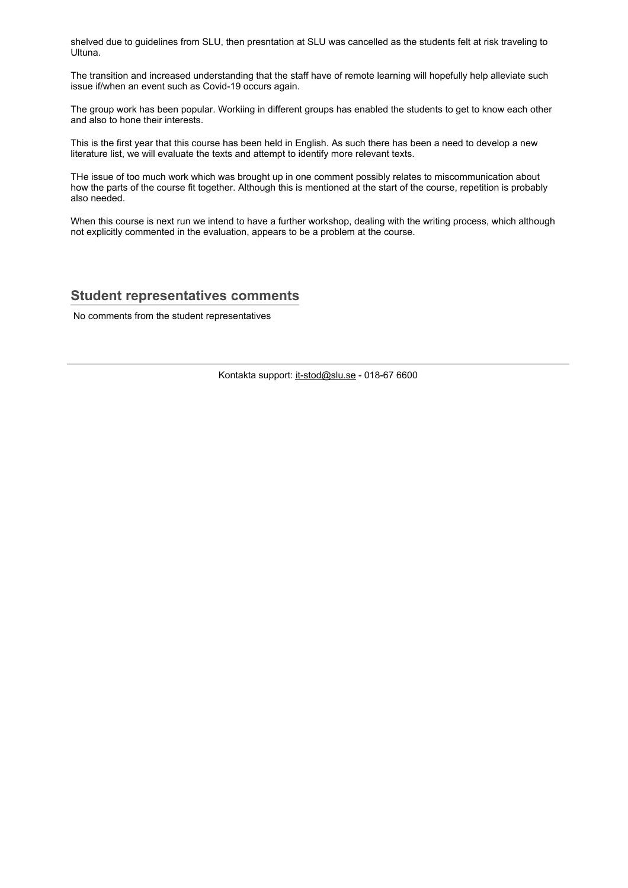shelved due to guidelines from SLU, then presntation at SLU was cancelled as the students felt at risk traveling to Ultuna.

The transition and increased understanding that the staff have of remote learning will hopefully help alleviate such issue if/when an event such as Covid-19 occurs again.

The group work has been popular. Workiing in different groups has enabled the students to get to know each other and also to hone their interests.

This is the first year that this course has been held in English. As such there has been a need to develop a new literature list, we will evaluate the texts and attempt to identify more relevant texts.

THe issue of too much work which was brought up in one comment possibly relates to miscommunication about how the parts of the course fit together. Although this is mentioned at the start of the course, repetition is probably also needed.

When this course is next run we intend to have a further workshop, dealing with the writing process, which although not explicitly commented in the evaluation, appears to be a problem at the course.

## Student representatives comments

No comments from the student representatives

Kontakta support: it-stod@slu.se - 018-67 6600